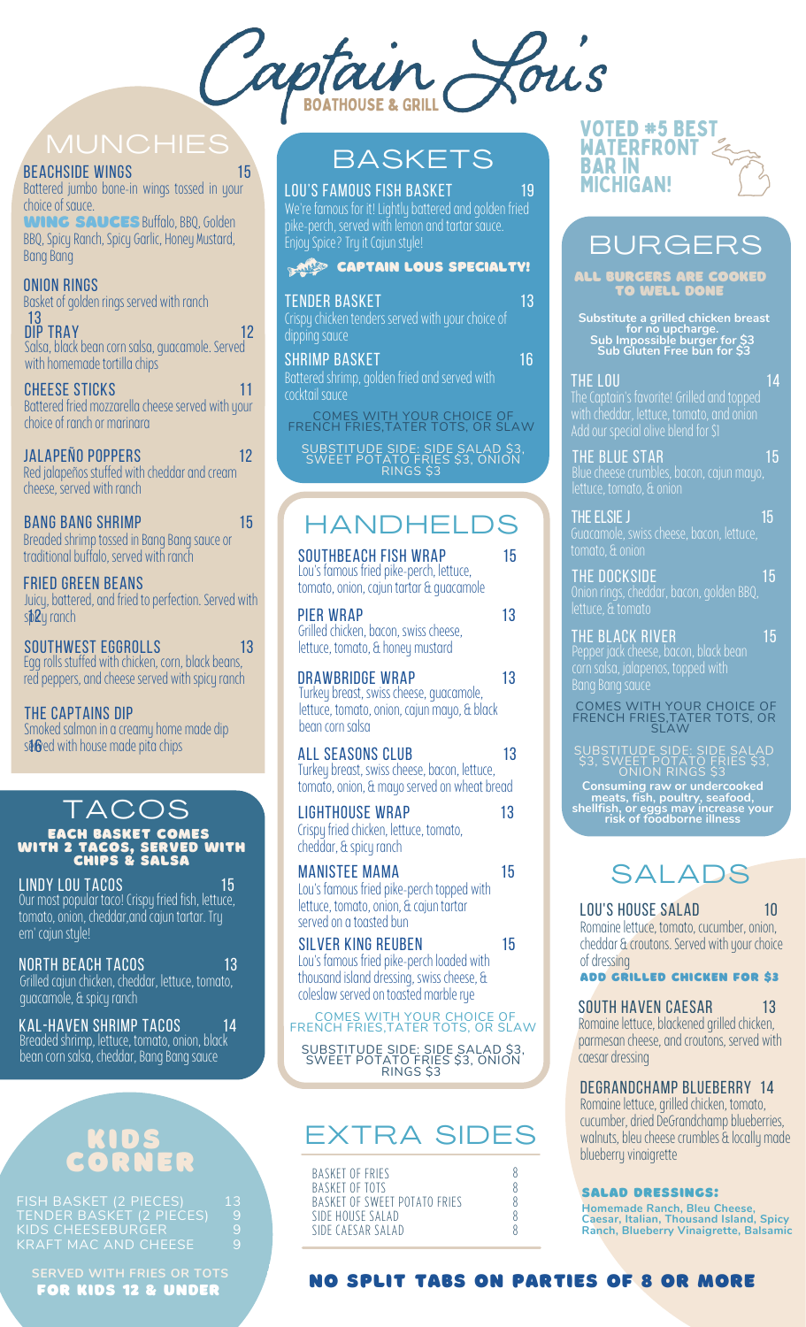# Captain Lou's

BOATHOUSE & GRILL

## MUNCHIES

**BEACHSIDE WINGS** 15
Battered jumbo bone-in wings tossed in your choice of sauce.
**WING SAUCES** Buffalo, BBQ, Golden BBQ, Spicy Ranch, Spicy Garlic, Honey Mustard, Bang Bang

**ONION RINGS** 13
Basket of golden rings served with ranch

**DIP TRAY** 12
Salsa, black bean corn salsa, guacamole. Served with homemade tortilla chips

**CHEESE STICKS** 11
Battered fried mozzarella cheese served with your choice of ranch or marinara

**JALAPEÑO POPPERS** 12
Red jalapeños stuffed with cheddar and cream cheese, served with ranch

**BANG BANG SHRIMP** 15
Breaded shrimp tossed in Bang Bang sauce or traditional buffalo, served with ranch

**FRIED GREEN BEANS** 12
Juicy, battered, and fried to perfection. Served with spicy ranch

**SOUTHWEST EGGROLLS** 13
Egg rolls stuffed with chicken, corn, black beans, red peppers, and cheese served with spicy ranch

**THE CAPTAINS DIP** 16
Smoked salmon in a creamy home made dip served with house made pita chips

## TACOS

**EACH BASKET COMES WITH 2 TACOS, SERVED WITH CHIPS & SALSA**

**LINDY LOU TACOS** 15
Our most popular taco! Crispy fried fish, lettuce, tomato, onion, cheddar,and cajun tartar. Try em' cajun style!

**NORTH BEACH TACOS** 13
Grilled cajun chicken, cheddar, lettuce, tomato, guacamole, & spicy ranch

**KAL-HAVEN SHRIMP TACOS** 14
Breaded shrimp, lettuce, tomato, onion, black bean corn salsa, cheddar, Bang Bang sauce

## KIDS CORNER

| Item | Price |
|---|---|
| FISH BASKET (2 PIECES) | 13 |
| TENDER BASKET (2 PIECES) | 9 |
| KIDS CHEESEBURGER | 9 |
| KRAFT MAC AND CHEESE | 9 |

SERVED WITH FRIES OR TOTS
**FOR KIDS 12 & UNDER**

## BASKETS

**LOU'S FAMOUS FISH BASKET** 19
We're famous for it! Lightly battered and golden fried pike-perch, served with lemon and tartar sauce. Enjoy Spice? Try it Cajun style!

**CAPTAIN LOUS SPECIALTY!**

**TENDER BASKET** 13
Crispy chicken tenders served with your choice of dipping sauce

**SHRIMP BASKET** 16
Battered shrimp, golden fried and served with cocktail sauce

COMES WITH YOUR CHOICE OF FRENCH FRIES,TATER TOTS, OR SLAW

SUBSTITUTE SIDE: SIDE SALAD $3, SWEET POTATO FRIES $3, ONION RINGS $3

## HANDHELDS

**SOUTHBEACH FISH WRAP** 15
Lou's famous fried pike-perch, lettuce, tomato, onion, cajun tartar & guacamole

**PIER WRAP** 13
Grilled chicken, bacon, swiss cheese, lettuce, tomato, & honey mustard

**DRAWBRIDGE WRAP** 13
Turkey breast, swiss cheese, guacamole, lettuce, tomato, onion, cajun mayo, & black bean corn salsa

**ALL SEASONS CLUB** 13
Turkey breast, swiss cheese, bacon, lettuce, tomato, onion, & mayo served on wheat bread

**LIGHTHOUSE WRAP** 13
Crispy fried chicken, lettuce, tomato, cheddar, & spicy ranch

**MANISTEE MAMA** 15
Lou's famous fried pike-perch topped with lettuce, tomato, onion, & cajun tartar served on a toasted bun

**SILVER KING REUBEN** 15
Lou's famous fried pike-perch loaded with thousand island dressing, swiss cheese, & coleslaw served on toasted marble rye

COMES WITH YOUR CHOICE OF FRENCH FRIES,TATER TOTS, OR SLAW

SUBSTITUDE SIDE: SIDE SALAD $3, SWEET POTATO FRIES $3, ONION RINGS $3

## EXTRA SIDES

| Item | Price |
|---|---|
| BASKET OF FRIES | 8 |
| BASKET OF TOTS | 8 |
| BASKET OF SWEET POTATO FRIES | 8 |
| SIDE HOUSE SALAD | 8 |
| SIDE CAESAR SALAD | 8 |

**VOTED #5 BEST WATERFRONT BAR IN MICHIGAN!**

## BURGERS

**ALL BURGERS ARE COOKED TO WELL DONE**

**Substitute a grilled chicken breast for no upcharge.**
**Sub Impossible burger for $3**
**Sub Gluten Free bun for $3**

**THE LOU** 14
The Captain's favorite! Grilled and topped with cheddar, lettuce, tomato, and onion
Add our special olive blend for $1

**THE BLUE STAR** 15
Blue cheese crumbles, bacon, cajun mayo, lettuce, tomato, & onion

**THE ELSIE J** 15
Guacamole, swiss cheese, bacon, lettuce, tomato, & onion

**THE DOCKSIDE** 15
Onion rings, cheddar, bacon, golden BBQ, lettuce, & tomato

**THE BLACK RIVER** 15
Pepper jack cheese, bacon, black bean corn salsa, jalapenos, topped with Bang Bang sauce

COMES WITH YOUR CHOICE OF FRENCH FRIES,TATER TOTS, OR SLAW

SUBSTITUDE SIDE: SIDE SALAD $3, SWEET POTATO FRIES $3, ONION RINGS $3

**Consuming raw or undercooked meats, fish, poultry, seafood, shellfish, or eggs may increase your risk of foodborne illness**

## SALADS

**LOU'S HOUSE SALAD** 10
Romaine lettuce, tomato, cucumber, onion, cheddar & croutons. Served with your choice of dressing
**ADD GRILLED CHICKEN FOR $3**

**SOUTH HAVEN CAESAR** 13
Romaine lettuce, blackened grilled chicken, parmesan cheese, and croutons, served with caesar dressing

**DEGRANDCHAMP BLUEBERRY** 14
Romaine lettuce, grilled chicken, tomato, cucumber, dried DeGrandchamp blueberries, walnuts, bleu cheese crumbles & locally made blueberry vinaigrette

**SALAD DRESSINGS:**
**Homemade Ranch, Bleu Cheese, Caesar, Italian, Thousand Island, Spicy Ranch, Blueberry Vinaigrette, Balsamic**

**NO SPLIT TABS ON PARTIES OF 8 OR MORE**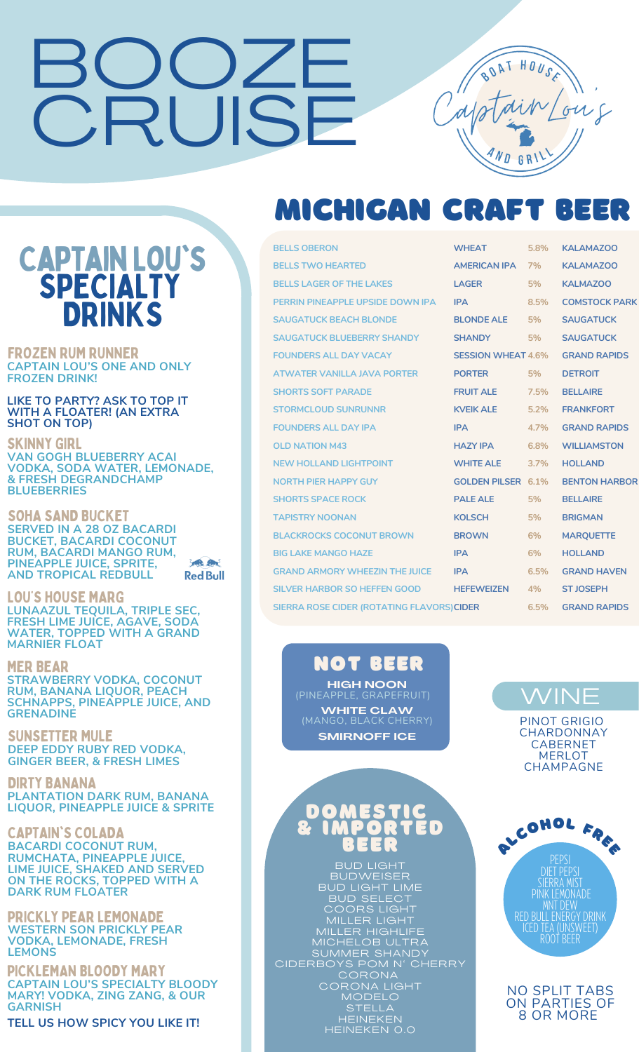# BOOZE CRUISE

Captain Lou's
BOAT HOUSE AND GRILL

## MICHIGAN CRAFT BEER

| | | | |
|---|---|---|---|
| BELLS OBERON | WHEAT | 5.8% | KALAMAZOO |
| BELLS TWO HEARTED | AMERICAN IPA | 7% | KALAMAZOO |
| BELLS LAGER OF THE LAKES | LAGER | 5% | KALMAZOO |
| PERRIN PINEAPPLE UPSIDE DOWN IPA | IPA | 8.5% | COMSTOCK PARK |
| SAUGATUCK BEACH BLONDE | BLONDE ALE | 5% | SAUGATUCK |
| SAUGATUCK BLUEBERRY SHANDY | SHANDY | 5% | SAUGATUCK |
| FOUNDERS ALL DAY VACAY | SESSION WHEAT | 4.6% | GRAND RAPIDS |
| ATWATER VANILLA JAVA PORTER | PORTER | 5% | DETROIT |
| SHORTS SOFT PARADE | FRUIT ALE | 7.5% | BELLAIRE |
| STORMCLOUD SUNRUNNR | KVEIK ALE | 5.2% | FRANKFORT |
| FOUNDERS ALL DAY IPA | IPA | 4.7% | GRAND RAPIDS |
| OLD NATION M43 | HAZY IPA | 6.8% | WILLIAMSTON |
| NEW HOLLAND LIGHTPOINT | WHITE ALE | 3.7% | HOLLAND |
| NORTH PIER HAPPY GUY | GOLDEN PILSER | 6.1% | BENTON HARBOR |
| SHORTS SPACE ROCK | PALE ALE | 5% | BELLAIRE |
| TAPISTRY NOONAN | KOLSCH | 5% | BRIGMAN |
| BLACKROCKS COCONUT BROWN | BROWN | 6% | MARQUETTE |
| BIG LAKE MANGO HAZE | IPA | 6% | HOLLAND |
| GRAND ARMORY WHEEZIN THE JUICE | IPA | 6.5% | GRAND HAVEN |
| SILVER HARBOR SO HEFFEN GOOD | HEFEWEIZEN | 4% | ST JOSEPH |
| SIERRA ROSE CIDER (ROTATING FLAVORS) | CIDER | 6.5% | GRAND RAPIDS |

## CAPTAIN LOU'S SPECIALTY DRINKS

### FROZEN RUM RUNNER
CAPTAIN LOU'S ONE AND ONLY FROZEN DRINK!

LIKE TO PARTY? ASK TO TOP IT WITH A FLOATER! (AN EXTRA SHOT ON TOP)

### SKINNY GIRL
VAN GOGH BLUEBERRY ACAI VODKA, SODA WATER, LEMONADE, & FRESH DEGRANDCHAMP BLUEBERRIES

### SOHA SAND BUCKET
SERVED IN A 28 OZ BACARDI BUCKET, BACARDI COCONUT RUM, BACARDI MANGO RUM, PINEAPPLE JUICE, SPRITE, AND TROPICAL REDBULL

Red Bull

### LOU'S HOUSE MARG
LUNAAZUL TEQUILA, TRIPLE SEC, FRESH LIME JUICE, AGAVE, SODA WATER, TOPPED WITH A GRAND MARNIER FLOAT

### MER BEAR
STRAWBERRY VODKA, COCONUT RUM, BANANA LIQUOR, PEACH SCHNAPPS, PINEAPPLE JUICE, AND GRENADINE

### SUNSETTER MULE
DEEP EDDY RUBY RED VODKA, GINGER BEER, & FRESH LIMES

### DIRTY BANANA
PLANTATION DARK RUM, BANANA LIQUOR, PINEAPPLE JUICE & SPRITE

### CAPTAIN'S COLADA
BACARDI COCONUT RUM, RUMCHATA, PINEAPPLE JUICE, LIME JUICE, SHAKED AND SERVED ON THE ROCKS, TOPPED WITH A DARK RUM FLOATER

### PRICKLY PEAR LEMONADE
WESTERN SON PRICKLY PEAR VODKA, LEMONADE, FRESH LEMONS

### PICKLEMAN BLOODY MARY
CAPTAIN LOU'S SPECIALTY BLOODY MARY! VODKA, ZING ZANG, & OUR GARNISH

TELL US HOW SPICY YOU LIKE IT!

## NOT BEER

**HIGH NOON**
(PINEAPPLE, GRAPEFRUIT)

**WHITE CLAW**
(MANGO, BLACK CHERRY)

**SMIRNOFF ICE**

## WINE

PINOT GRIGIO
CHARDONNAY
CABERNET
MERLOT
CHAMPAGNE

## DOMESTIC & IMPORTED BEER

BUD LIGHT
BUDWEISER
BUD LIGHT LIME
BUD SELECT
COORS LIGHT
MILLER LIGHT
MILLER HIGHLIFE
MICHELOB ULTRA
SUMMER SHANDY
CIDERBOYS POM N' CHERRY
CORONA
CORONA LIGHT
MODELO
STELLA
HEINEKEN
HEINEKEN 0.0

## ALCOHOL FREE

PEPSI
DIET PEPSI
SIERRA MIST
PINK LEMONADE
MNT DEW
RED BULL ENERGY DRINK
ICED TEA (UNSWEET)
ROOT BEER

NO SPLIT TABS ON PARTIES OF 8 OR MORE